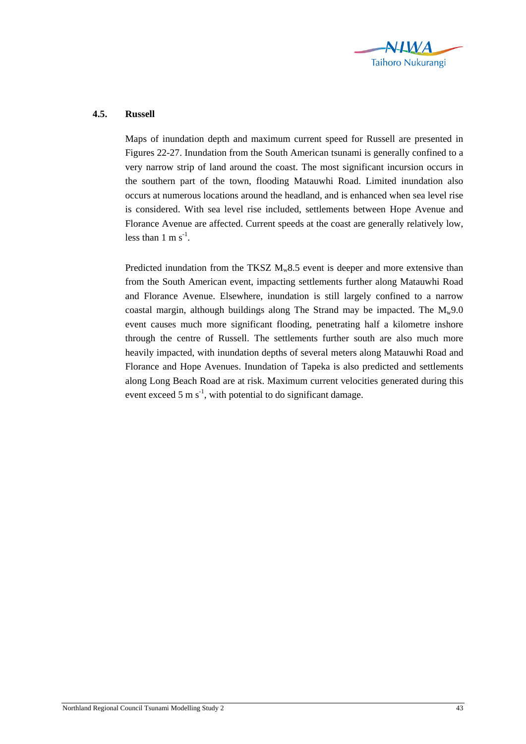## 4.5. Russell

Maps of inundation depth and maximum current speed for Russell are presented in Figures 22-27. Inundation from the South American tsunami is generally confined to a very narrow strip of land around the coast. The most significant incursion occurs in the southern part of the town, flooding Matauwhi Road. Limited inundation also occurs at numerous locations around the headland, and is enhanced when sea level rise is considered. With sea level rise included, settlements between Hope Avenue and Florance Avenue are affected. Current speeds at the coast are generally relatively low, less than 1 m $s^{-1}$.

Predicted inundation from the TKSZ $M_w$8.5 event is deeper and more extensive than from the South American event, impacting settlements further along Matauwhi Road and Florance Avenue. Elsewhere, inundation is still largely confined to a narrow coastal margin, although buildings along The Strand may be impacted. The $M_w$9.0 event causes much more significant flooding, penetrating half a kilometre inshore through the centre of Russell. The settlements further south are also much more heavily impacted, with inundation depths of several meters along Matauwhi Road and Florance and Hope Avenues. Inundation of Tapeka is also predicted and settlements along Long Beach Road are at risk. Maximum current velocities generated during this event exceed 5 m $s^{-1}$, with potential to do significant damage.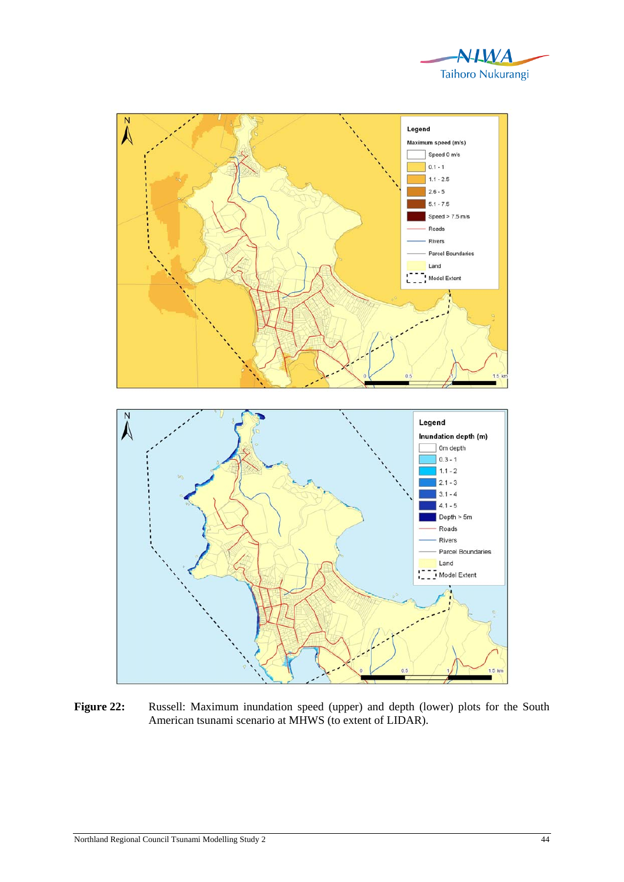**Figure 22:** Russell: Maximum inundation speed (upper) and depth (lower) plots for the South American tsunami scenario at MHWS (to extent of LIDAR).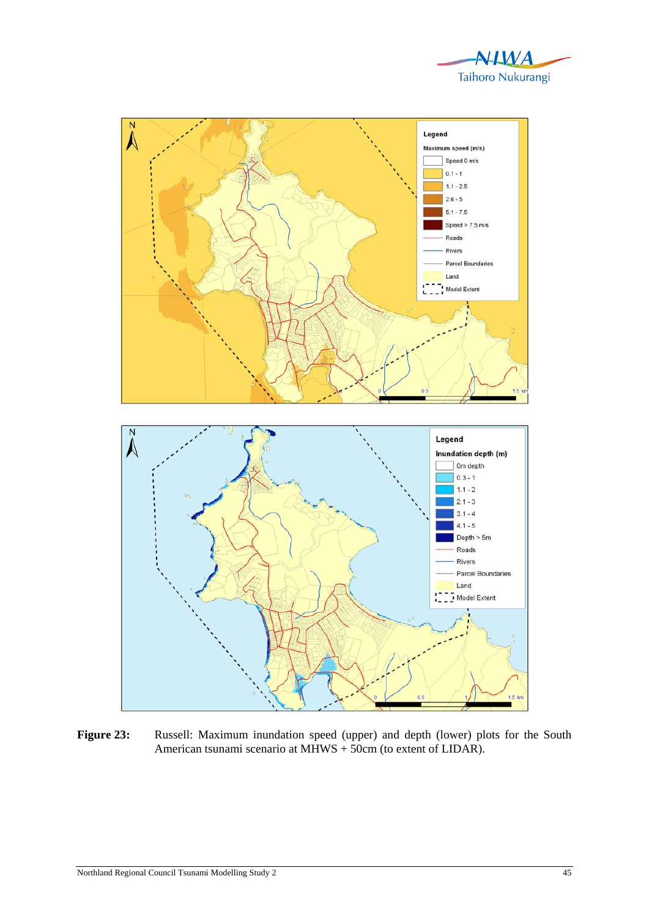**Figure 23:** Russell: Maximum inundation speed (upper) and depth (lower) plots for the South American tsunami scenario at MHWS + 50cm (to extent of LIDAR).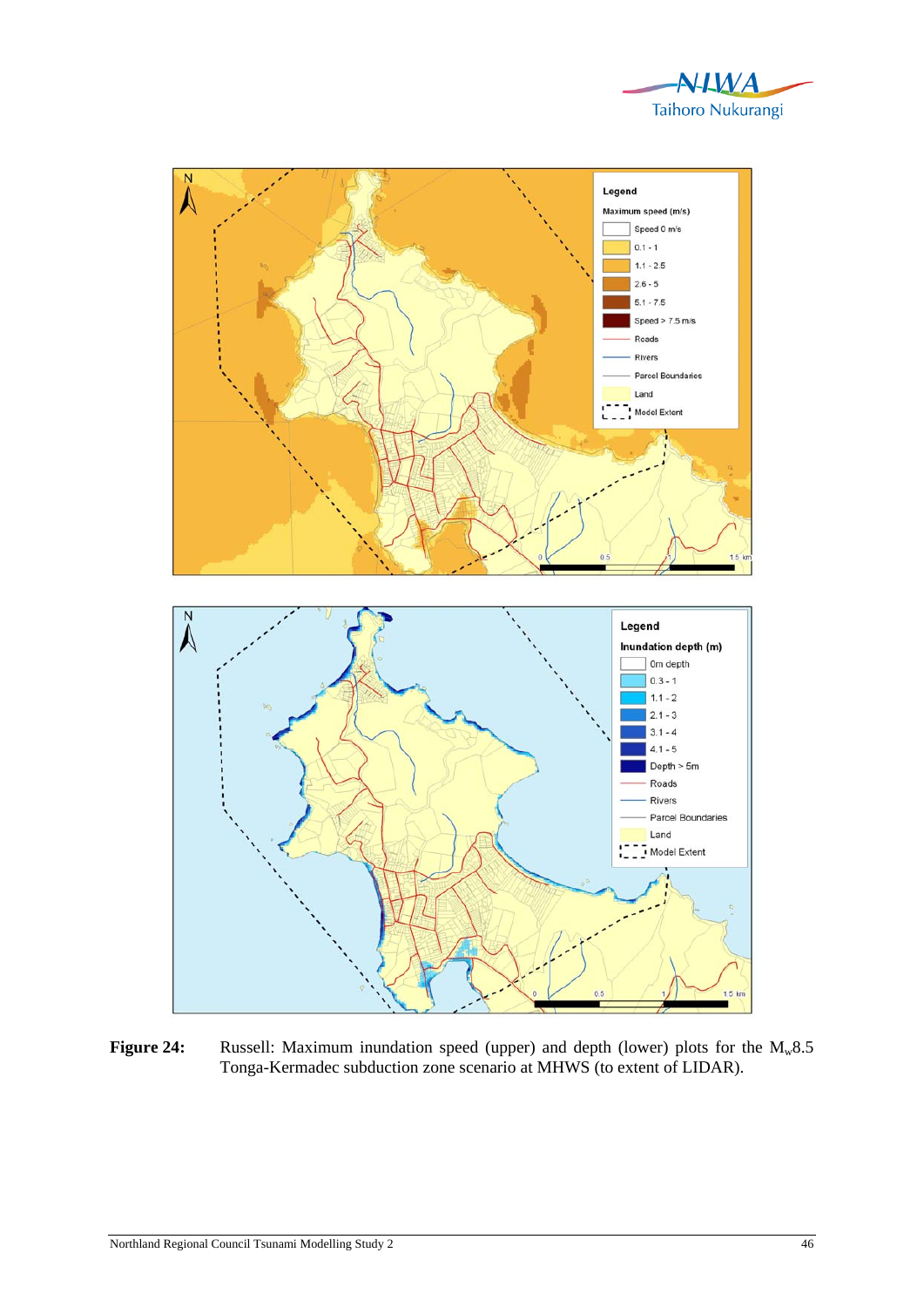**Figure 24:** Russell: Maximum inundation speed (upper) and depth (lower) plots for the $M_w$8.5 Tonga-Kermadec subduction zone scenario at MHWS (to extent of LIDAR).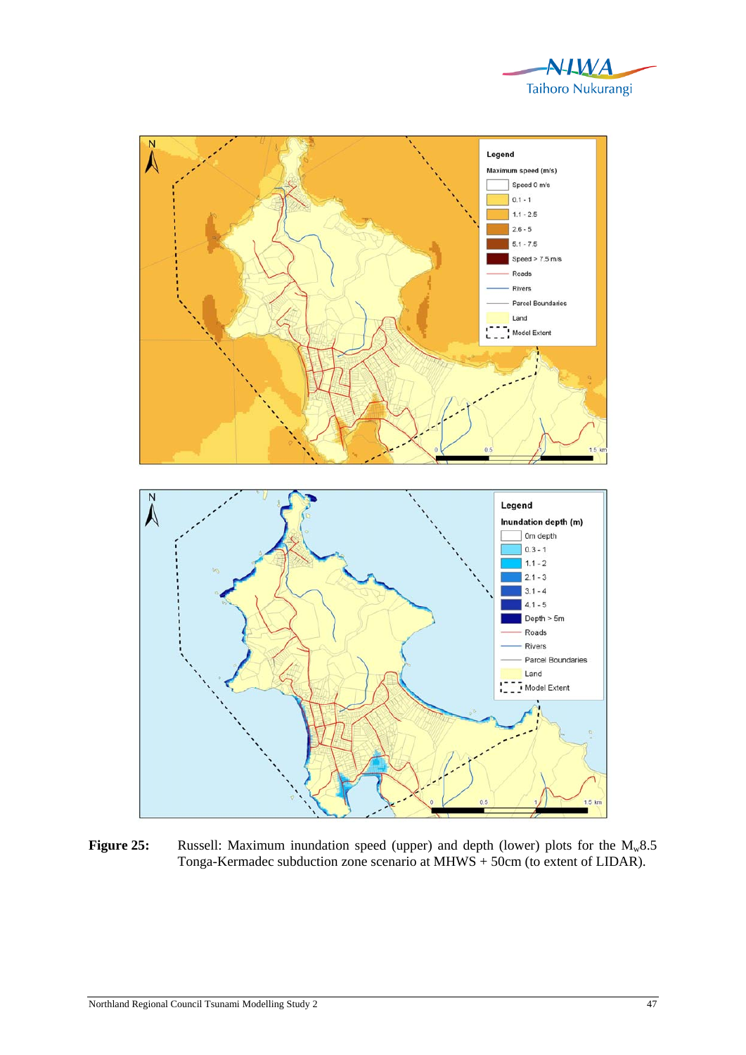**Figure 25:** Russell: Maximum inundation speed (upper) and depth (lower) plots for the $M_w$8.5 Tonga-Kermadec subduction zone scenario at MHWS + 50cm (to extent of LIDAR).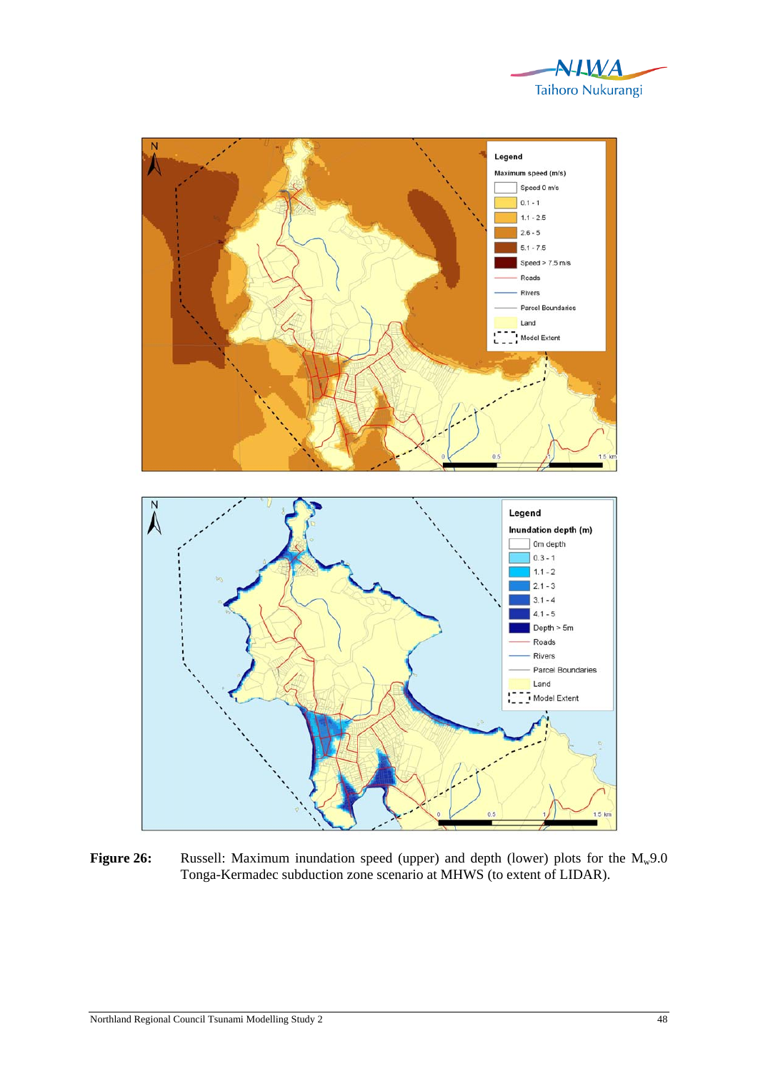**Figure 26:** Russell: Maximum inundation speed (upper) and depth (lower) plots for the $M_w$9.0 Tonga-Kermadec subduction zone scenario at MHWS (to extent of LIDAR).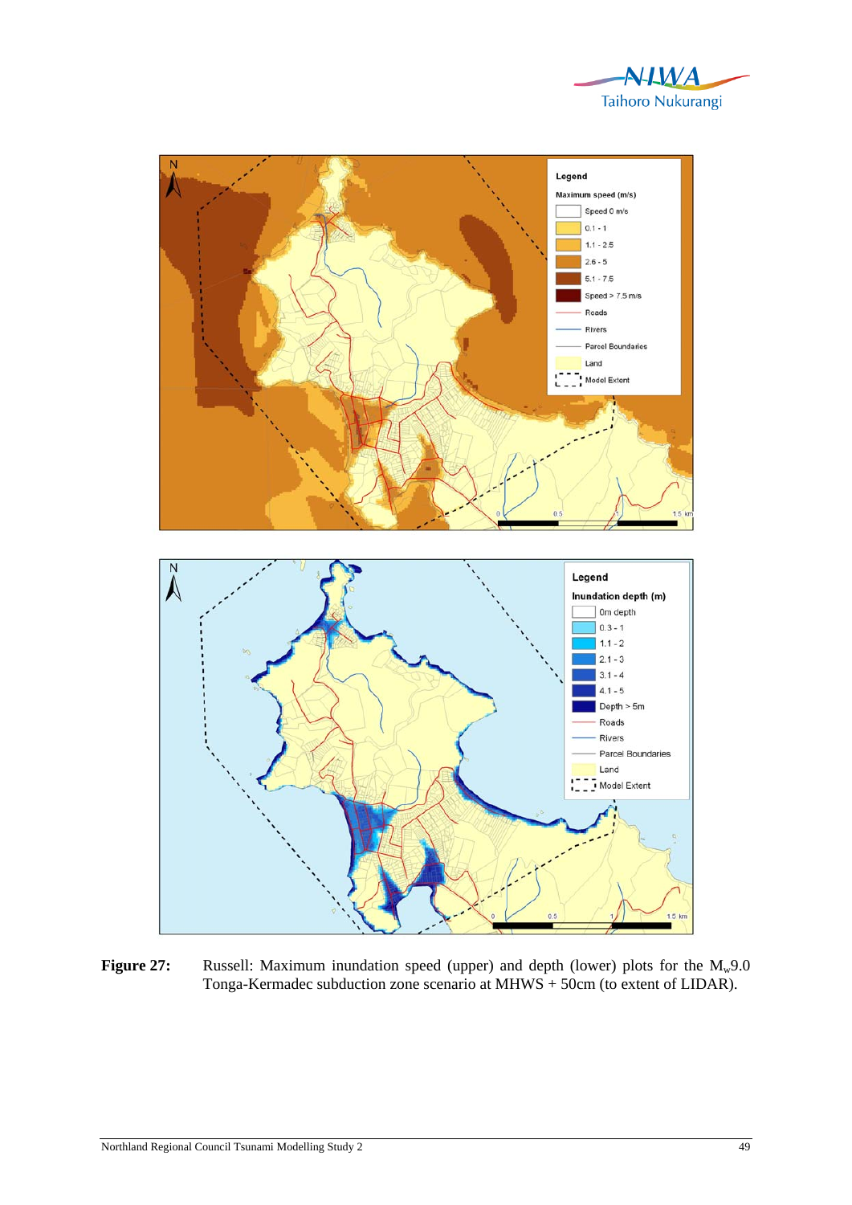N

Legend

Maximum speed (m/s)

Speed 0 m/s

0.1 - 1

1.1 - 2.5

2.6 - 5

5.1 - 7.5

Speed > 7.5 m/s

Roads

Rivers

Parcel Boundaries

Land

Model Extent

0 0.5 1 1.5 km

N

Legend

Inundation depth (m)

0m depth

0.3 - 1

1.1 - 2

2.1 - 3

3.1 - 4

4.1 - 5

Depth > 5m

Roads

Rivers

Parcel Boundaries

Land

Model Extent

0 0.5 1 1.5 km

**Figure 27:** Russell: Maximum inundation speed (upper) and depth (lower) plots for the $M_w$9.0 Tonga-Kermadec subduction zone scenario at MHWS + 50cm (to extent of LIDAR).